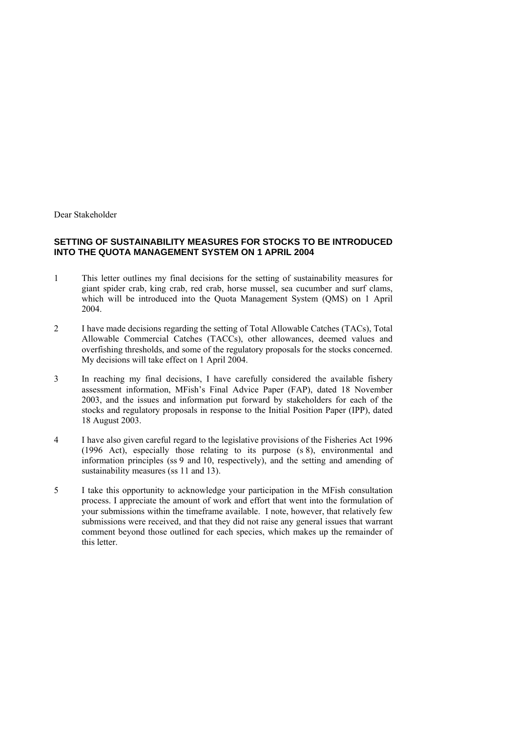Dear Stakeholder

**SETTING OF SUSTAINABILITY MEASURES FOR STOCKS TO BE INTRODUCED INTO THE QUOTA MANAGEMENT SYSTEM ON 1 APRIL 2004**

1. This letter outlines my final decisions for the setting of sustainability measures for giant spider crab, king crab, red crab, horse mussel, sea cucumber and surf clams, which will be introduced into the Quota Management System (QMS) on 1 April 2004.

2. I have made decisions regarding the setting of Total Allowable Catches (TACs), Total Allowable Commercial Catches (TACCs), other allowances, deemed values and overfishing thresholds, and some of the regulatory proposals for the stocks concerned. My decisions will take effect on 1 April 2004.

3. In reaching my final decisions, I have carefully considered the available fishery assessment information, MFish's Final Advice Paper (FAP), dated 18 November 2003, and the issues and information put forward by stakeholders for each of the stocks and regulatory proposals in response to the Initial Position Paper (IPP), dated 18 August 2003.

4. I have also given careful regard to the legislative provisions of the Fisheries Act 1996 (1996 Act), especially those relating to its purpose (s 8), environmental and information principles (ss 9 and 10, respectively), and the setting and amending of sustainability measures (ss 11 and 13).

5. I take this opportunity to acknowledge your participation in the MFish consultation process. I appreciate the amount of work and effort that went into the formulation of your submissions within the timeframe available. I note, however, that relatively few submissions were received, and that they did not raise any general issues that warrant comment beyond those outlined for each species, which makes up the remainder of this letter.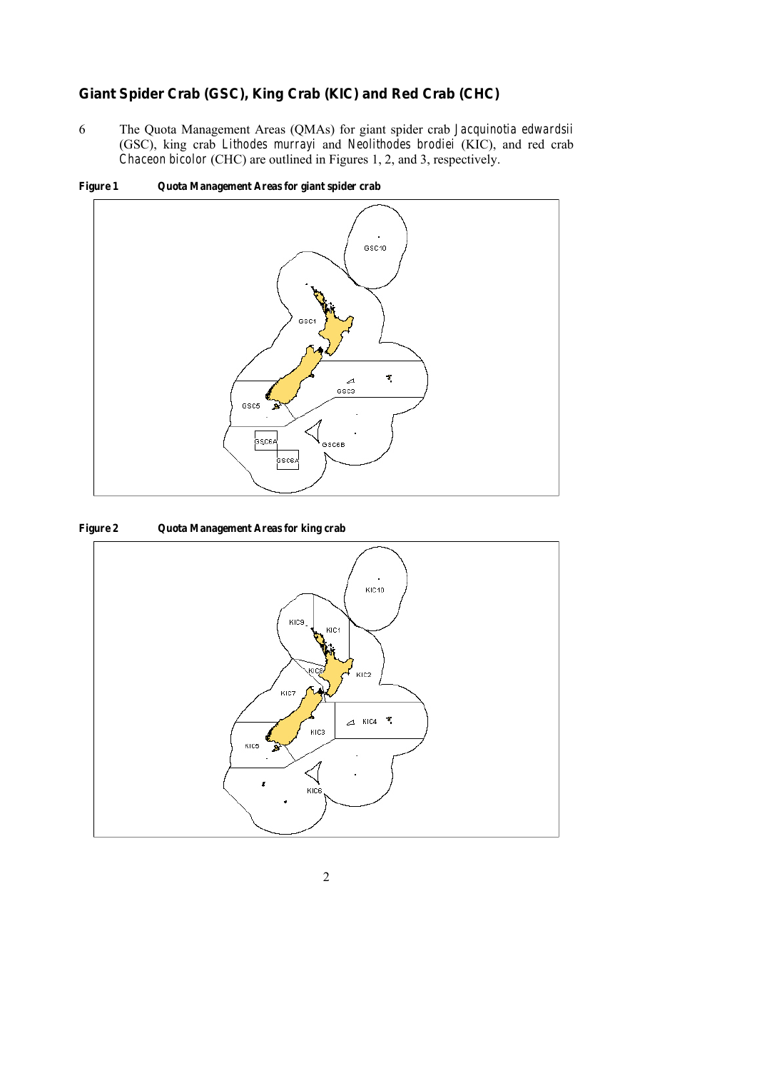## Giant Spider Crab (GSC), King Crab (KIC) and Red Crab (CHC)

6 The Quota Management Areas (QMAs) for giant spider crab *Jacquinotia edwardsii* (GSC), king crab *Lithodes murrayi* and *Neolithodes brodiei* (KIC), and red crab *Chaceon bicolor* (CHC) are outlined in Figures 1, 2, and 3, respectively.

**Figure 1 Quota Management Areas for giant spider crab**

**Figure 2 Quota Management Areas for king crab**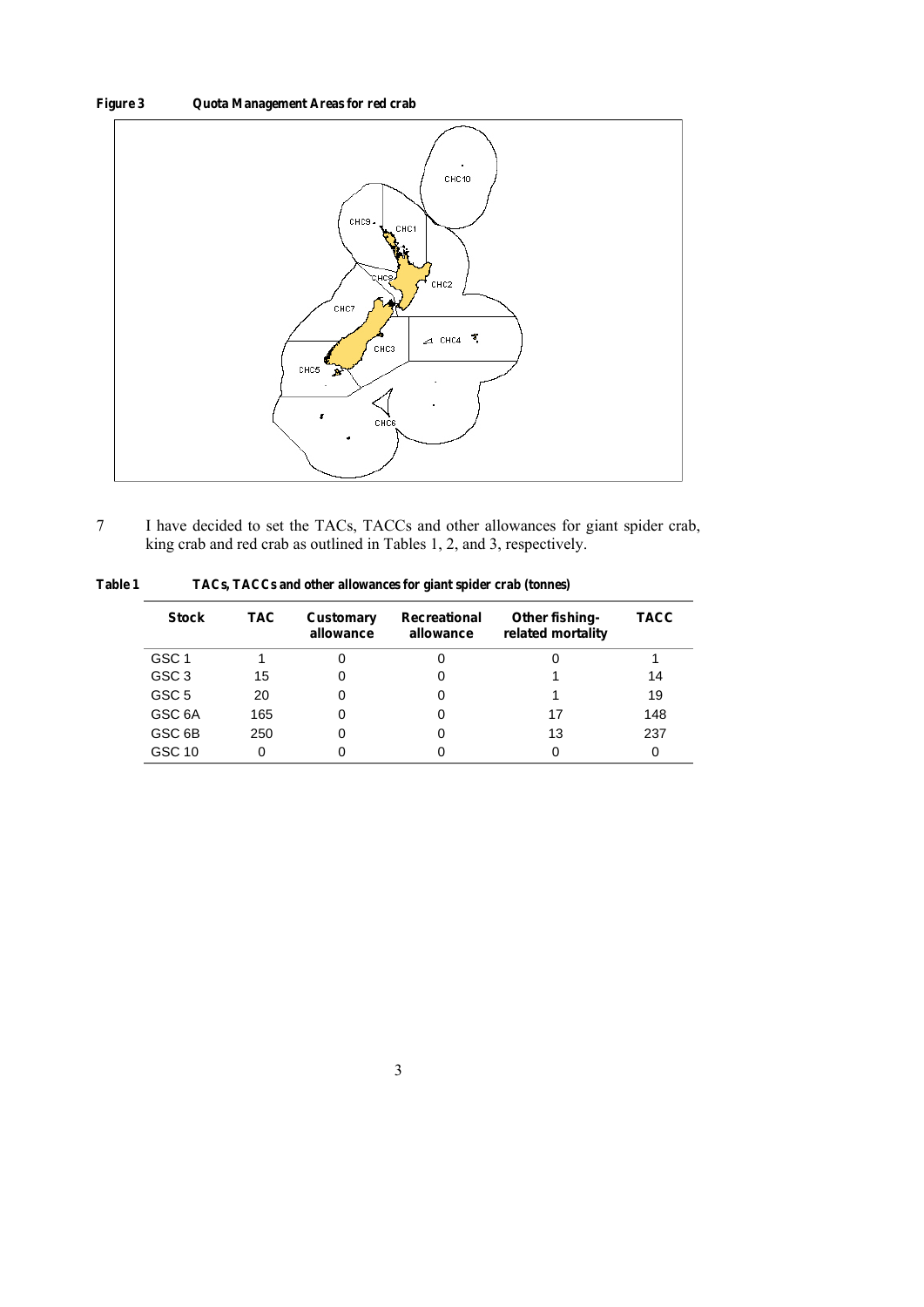**Figure 3 Quota Management Areas for red crab**

7 I have decided to set the TACs, TACCs and other allowances for giant spider crab, king crab and red crab as outlined in Tables 1, 2, and 3, respectively.

**Table 1 TACs, TACCs and other allowances for giant spider crab (tonnes)**

| Stock | TAC | Customary allowance | Recreational allowance | Other fishing-related mortality | TACC |
|---|---|---|---|---|---|
| GSC 1 | 1 | 0 | 0 | 0 | 1 |
| GSC 3 | 15 | 0 | 0 | 1 | 14 |
| GSC 5 | 20 | 0 | 0 | 1 | 19 |
| GSC 6A | 165 | 0 | 0 | 17 | 148 |
| GSC 6B | 250 | 0 | 0 | 13 | 237 |
| GSC 10 | 0 | 0 | 0 | 0 | 0 |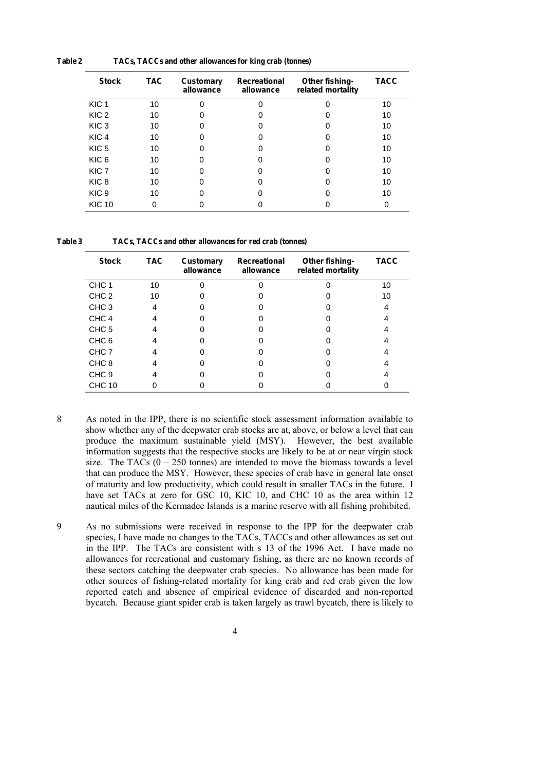**Table 2** **TACs, TACCs and other allowances for king crab (tonnes)**

| Stock | TAC | Customary allowance | Recreational allowance | Other fishing-related mortality | TACC |
|---|---|---|---|---|---|
| KIC 1 | 10 | 0 | 0 | 0 | 10 |
| KIC 2 | 10 | 0 | 0 | 0 | 10 |
| KIC 3 | 10 | 0 | 0 | 0 | 10 |
| KIC 4 | 10 | 0 | 0 | 0 | 10 |
| KIC 5 | 10 | 0 | 0 | 0 | 10 |
| KIC 6 | 10 | 0 | 0 | 0 | 10 |
| KIC 7 | 10 | 0 | 0 | 0 | 10 |
| KIC 8 | 10 | 0 | 0 | 0 | 10 |
| KIC 9 | 10 | 0 | 0 | 0 | 10 |
| KIC 10 | 0 | 0 | 0 | 0 | 0 |

**Table 3** **TACs, TACCs and other allowances for red crab (tonnes)**

| Stock | TAC | Customary allowance | Recreational allowance | Other fishing-related mortality | TACC |
|---|---|---|---|---|---|
| CHC 1 | 10 | 0 | 0 | 0 | 10 |
| CHC 2 | 10 | 0 | 0 | 0 | 10 |
| CHC 3 | 4 | 0 | 0 | 0 | 4 |
| CHC 4 | 4 | 0 | 0 | 0 | 4 |
| CHC 5 | 4 | 0 | 0 | 0 | 4 |
| CHC 6 | 4 | 0 | 0 | 0 | 4 |
| CHC 7 | 4 | 0 | 0 | 0 | 4 |
| CHC 8 | 4 | 0 | 0 | 0 | 4 |
| CHC 9 | 4 | 0 | 0 | 0 | 4 |
| CHC 10 | 0 | 0 | 0 | 0 | 0 |

8 As noted in the IPP, there is no scientific stock assessment information available to show whether any of the deepwater crab stocks are at, above, or below a level that can produce the maximum sustainable yield (MSY). However, the best available information suggests that the respective stocks are likely to be at or near virgin stock size. The TACs (0 – 250 tonnes) are intended to move the biomass towards a level that can produce the MSY. However, these species of crab have in general late onset of maturity and low productivity, which could result in smaller TACs in the future. I have set TACs at zero for GSC 10, KIC 10, and CHC 10 as the area within 12 nautical miles of the Kermadec Islands is a marine reserve with all fishing prohibited.

9 As no submissions were received in response to the IPP for the deepwater crab species, I have made no changes to the TACs, TACCs and other allowances as set out in the IPP. The TACs are consistent with s 13 of the 1996 Act. I have made no allowances for recreational and customary fishing, as there are no known records of these sectors catching the deepwater crab species. No allowance has been made for other sources of fishing-related mortality for king crab and red crab given the low reported catch and absence of empirical evidence of discarded and non-reported bycatch. Because giant spider crab is taken largely as trawl bycatch, there is likely to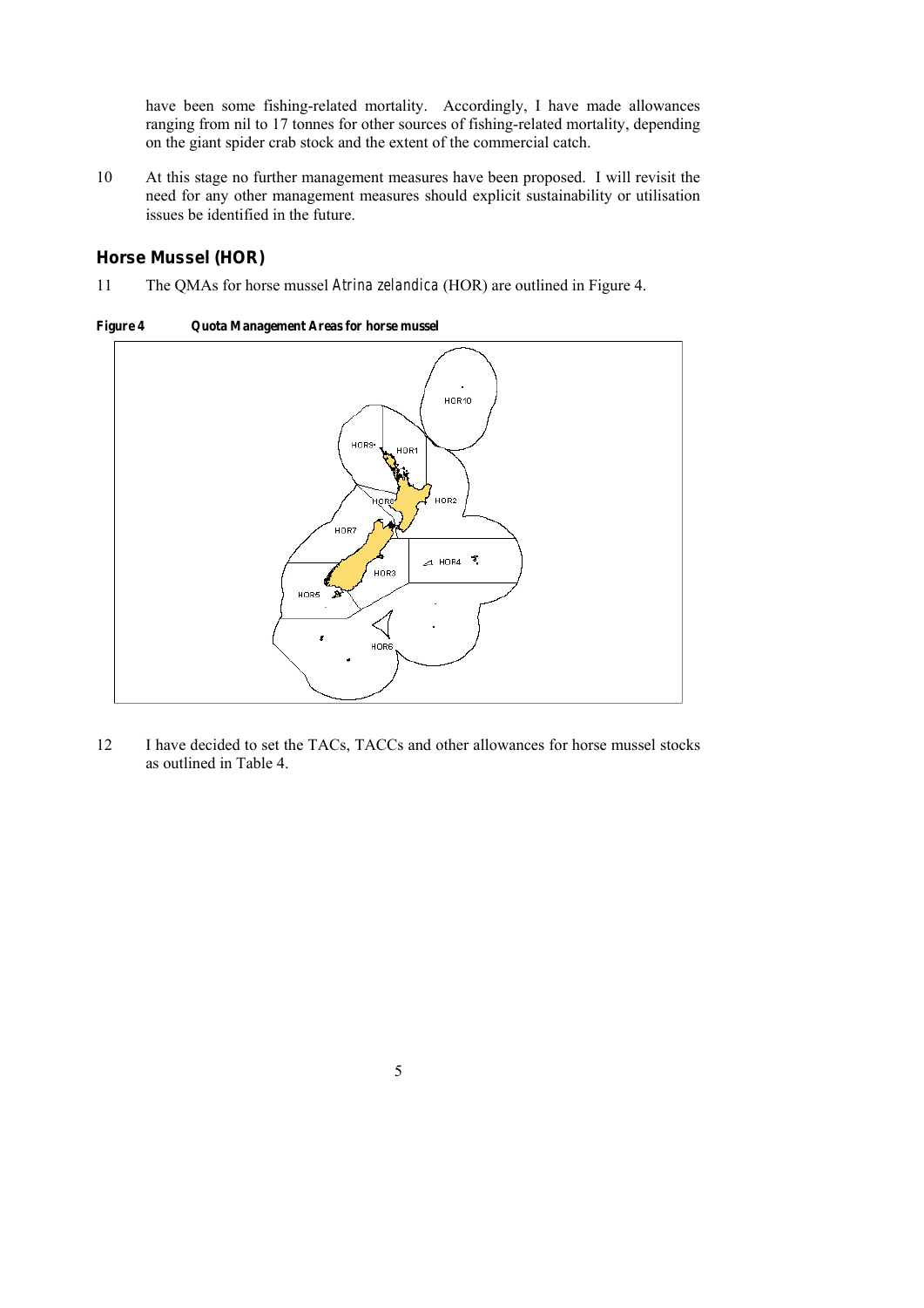have been some fishing-related mortality. Accordingly, I have made allowances ranging from nil to 17 tonnes for other sources of fishing-related mortality, depending on the giant spider crab stock and the extent of the commercial catch.

10 At this stage no further management measures have been proposed. I will revisit the need for any other management measures should explicit sustainability or utilisation issues be identified in the future.

## Horse Mussel (HOR)

11 The QMAs for horse mussel *Atrina zelandica* (HOR) are outlined in Figure 4.

**Figure 4 Quota Management Areas for horse mussel**

12 I have decided to set the TACs, TACCs and other allowances for horse mussel stocks as outlined in Table 4.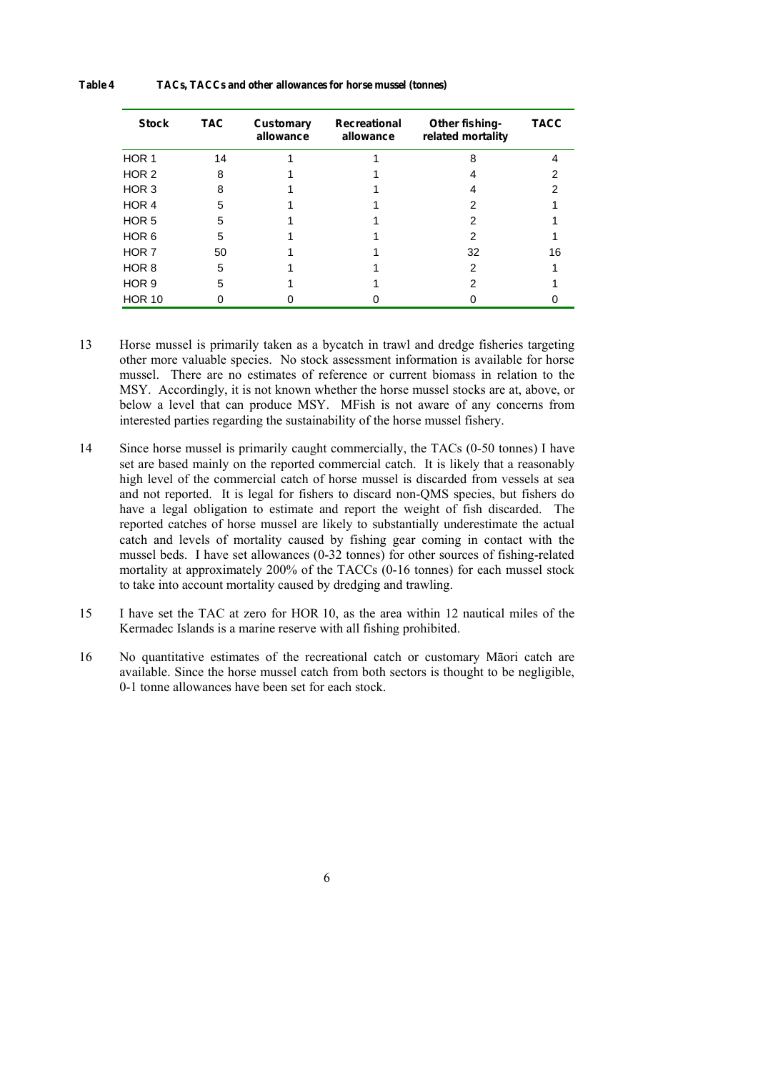**Table 4 TACs, TACCs and other allowances for horse mussel (tonnes)**

| Stock | TAC | Customary allowance | Recreational allowance | Other fishing-related mortality | TACC |
|---|---|---|---|---|---|
| HOR 1 | 14 | 1 | 1 | 8 | 4 |
| HOR 2 | 8 | 1 | 1 | 4 | 2 |
| HOR 3 | 8 | 1 | 1 | 4 | 2 |
| HOR 4 | 5 | 1 | 1 | 2 | 1 |
| HOR 5 | 5 | 1 | 1 | 2 | 1 |
| HOR 6 | 5 | 1 | 1 | 2 | 1 |
| HOR 7 | 50 | 1 | 1 | 32 | 16 |
| HOR 8 | 5 | 1 | 1 | 2 | 1 |
| HOR 9 | 5 | 1 | 1 | 2 | 1 |
| HOR 10 | 0 | 0 | 0 | 0 | 0 |

13 Horse mussel is primarily taken as a bycatch in trawl and dredge fisheries targeting other more valuable species. No stock assessment information is available for horse mussel. There are no estimates of reference or current biomass in relation to the MSY. Accordingly, it is not known whether the horse mussel stocks are at, above, or below a level that can produce MSY. MFish is not aware of any concerns from interested parties regarding the sustainability of the horse mussel fishery.

14 Since horse mussel is primarily caught commercially, the TACs (0-50 tonnes) I have set are based mainly on the reported commercial catch. It is likely that a reasonably high level of the commercial catch of horse mussel is discarded from vessels at sea and not reported. It is legal for fishers to discard non-QMS species, but fishers do have a legal obligation to estimate and report the weight of fish discarded. The reported catches of horse mussel are likely to substantially underestimate the actual catch and levels of mortality caused by fishing gear coming in contact with the mussel beds. I have set allowances (0-32 tonnes) for other sources of fishing-related mortality at approximately 200% of the TACCs (0-16 tonnes) for each mussel stock to take into account mortality caused by dredging and trawling.

15 I have set the TAC at zero for HOR 10, as the area within 12 nautical miles of the Kermadec Islands is a marine reserve with all fishing prohibited.

16 No quantitative estimates of the recreational catch or customary Māori catch are available. Since the horse mussel catch from both sectors is thought to be negligible, 0-1 tonne allowances have been set for each stock.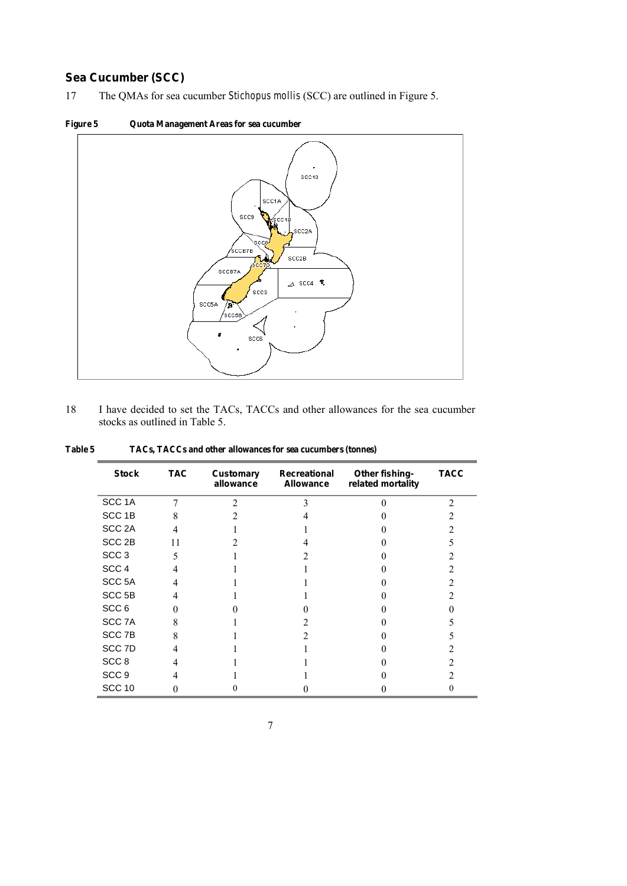## Sea Cucumber (SCC)

17 The QMAs for sea cucumber *Stichopus mollis* (SCC) are outlined in Figure 5.

**Figure 5 Quota Management Areas for sea cucumber**

18 I have decided to set the TACs, TACCs and other allowances for the sea cucumber stocks as outlined in Table 5.

**Table 5 TACs, TACCs and other allowances for sea cucumbers (tonnes)**

| Stock | TAC | Customary allowance | Recreational Allowance | Other fishing-related mortality | TACC |
|---|---|---|---|---|---|
| SCC 1A | 7 | 2 | 3 | 0 | 2 |
| SCC 1B | 8 | 2 | 4 | 0 | 2 |
| SCC 2A | 4 | 1 | 1 | 0 | 2 |
| SCC 2B | 11 | 2 | 4 | 0 | 5 |
| SCC 3 | 5 | 1 | 2 | 0 | 2 |
| SCC 4 | 4 | 1 | 1 | 0 | 2 |
| SCC 5A | 4 | 1 | 1 | 0 | 2 |
| SCC 5B | 4 | 1 | 1 | 0 | 2 |
| SCC 6 | 0 | 0 | 0 | 0 | 0 |
| SCC 7A | 8 | 1 | 2 | 0 | 5 |
| SCC 7B | 8 | 1 | 2 | 0 | 5 |
| SCC 7D | 4 | 1 | 1 | 0 | 2 |
| SCC 8 | 4 | 1 | 1 | 0 | 2 |
| SCC 9 | 4 | 1 | 1 | 0 | 2 |
| SCC 10 | 0 | 0 | 0 | 0 | 0 |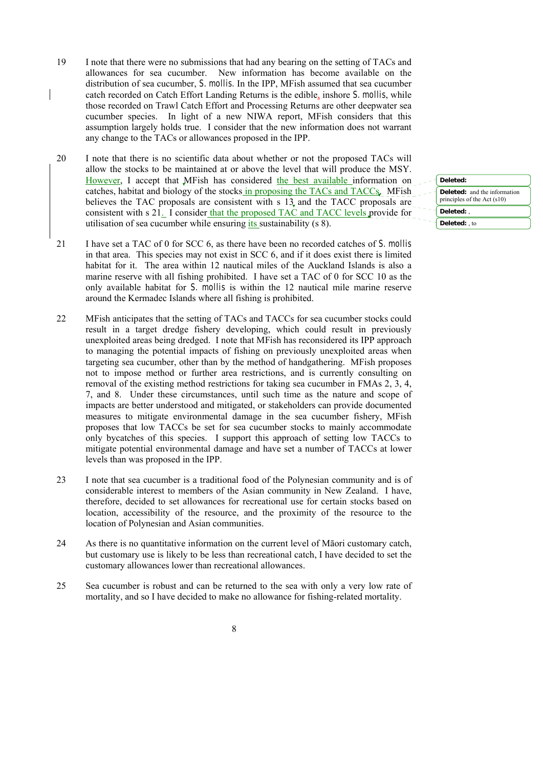19 I note that there were no submissions that had any bearing on the setting of TACs and allowances for sea cucumber. New information has become available on the distribution of sea cucumber, *S. mollis*. In the IPP, MFish assumed that sea cucumber catch recorded on Catch Effort Landing Returns is the edible, inshore *S. mollis*, while those recorded on Trawl Catch Effort and Processing Returns are other deepwater sea cucumber species. In light of a new NIWA report, MFish considers that this assumption largely holds true. I consider that the new information does not warrant any change to the TACs or allowances proposed in the IPP.

20 I note that there is no scientific data about whether or not the proposed TACs will allow the stocks to be maintained at or above the level that will produce the MSY. However, I accept that MFish has considered the best available information on catches, habitat and biology of the stocks in proposing the TACs and TACCs. MFish believes the TAC proposals are consistent with s 13 and the TACC proposals are consistent with s 21. I consider that the proposed TAC and TACC levels provide for utilisation of sea cucumber while ensuring its sustainability (s 8).

21 I have set a TAC of 0 for SCC 6, as there have been no recorded catches of *S. mollis* in that area. This species may not exist in SCC 6, and if it does exist there is limited habitat for it. The area within 12 nautical miles of the Auckland Islands is also a marine reserve with all fishing prohibited. I have set a TAC of 0 for SCC 10 as the only available habitat for *S. mollis* is within the 12 nautical mile marine reserve around the Kermadec Islands where all fishing is prohibited.

22 MFish anticipates that the setting of TACs and TACCs for sea cucumber stocks could result in a target dredge fishery developing, which could result in previously unexploited areas being dredged. I note that MFish has reconsidered its IPP approach to managing the potential impacts of fishing on previously unexploited areas when targeting sea cucumber, other than by the method of handgathering. MFish proposes not to impose method or further area restrictions, and is currently consulting on removal of the existing method restrictions for taking sea cucumber in FMAs 2, 3, 4, 7, and 8. Under these circumstances, until such time as the nature and scope of impacts are better understood and mitigated, or stakeholders can provide documented measures to mitigate environmental damage in the sea cucumber fishery, MFish proposes that low TACCs be set for sea cucumber stocks to mainly accommodate only bycatches of this species. I support this approach of setting low TACCs to mitigate potential environmental damage and have set a number of TACCs at lower levels than was proposed in the IPP.

23 I note that sea cucumber is a traditional food of the Polynesian community and is of considerable interest to members of the Asian community in New Zealand. I have, therefore, decided to set allowances for recreational use for certain stocks based on location, accessibility of the resource, and the proximity of the resource to the location of Polynesian and Asian communities.

24 As there is no quantitative information on the current level of Māori customary catch, but customary use is likely to be less than recreational catch, I have decided to set the customary allowances lower than recreational allowances.

25 Sea cucumber is robust and can be returned to the sea with only a very low rate of mortality, and so I have decided to make no allowance for fishing-related mortality.

**Deleted:**

**Deleted:** and the information principles of the Act (s10)

**Deleted:** ,

**Deleted:** , to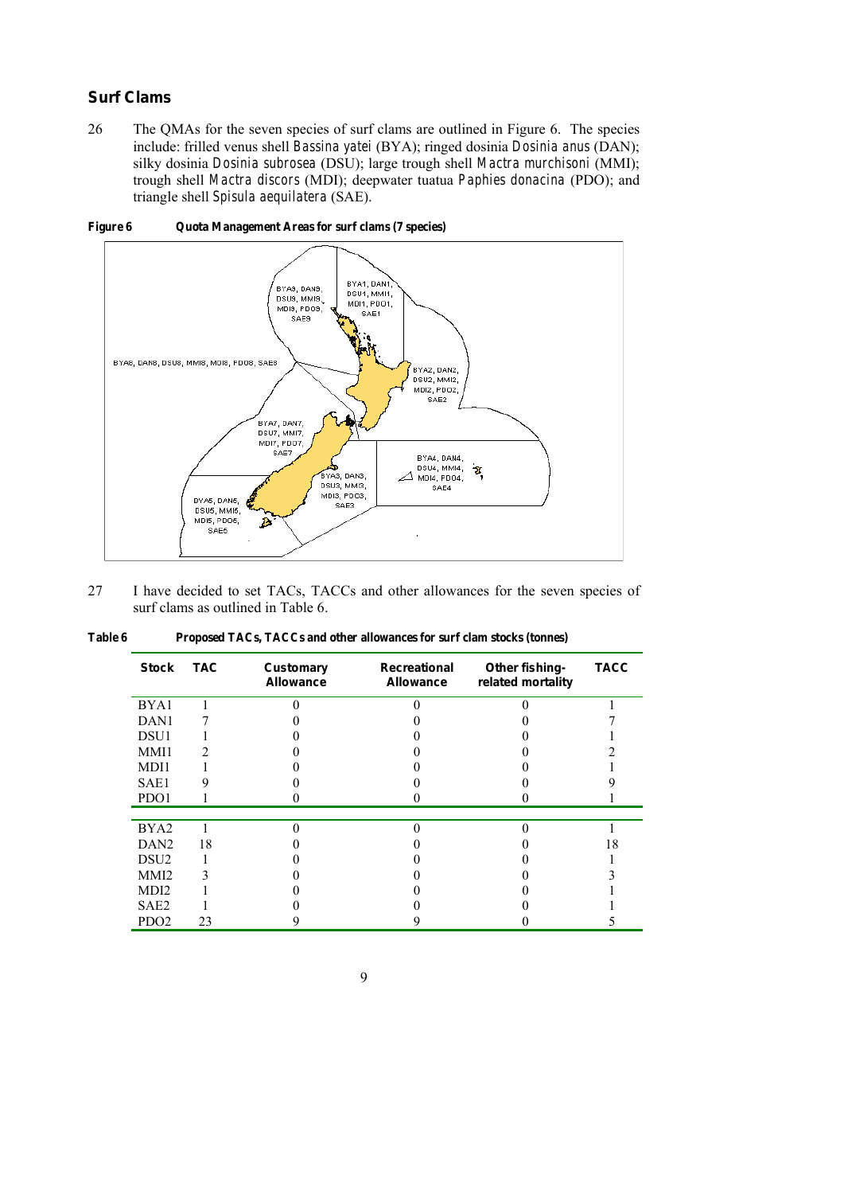## Surf Clams

26 The QMAs for the seven species of surf clams are outlined in Figure 6. The species include: frilled venus shell *Bassina yatei* (BYA); ringed dosinia *Dosinia anus* (DAN); silky dosinia *Dosinia subrosea* (DSU); large trough shell *Mactra murchisoni* (MMI); trough shell *Mactra discors* (MDI); deepwater tuatua *Paphies donacina* (PDO); and triangle shell *Spisula aequilatera* (SAE).

**Figure 6 Quota Management Areas for surf clams (7 species)**

27 I have decided to set TACs, TACCs and other allowances for the seven species of surf clams as outlined in Table 6.

**Table 6 Proposed TACs, TACCs and other allowances for surf clam stocks (tonnes)**

| Stock | TAC | Customary Allowance | Recreational Allowance | Other fishing-related mortality | TACC |
|---|---|---|---|---|---|
| BYA1 | 1 | 0 | 0 | 0 | 1 |
| DAN1 | 7 | 0 | 0 | 0 | 7 |
| DSU1 | 1 | 0 | 0 | 0 | 1 |
| MMI1 | 2 | 0 | 0 | 0 | 2 |
| MDI1 | 1 | 0 | 0 | 0 | 1 |
| SAE1 | 9 | 0 | 0 | 0 | 9 |
| PDO1 | 1 | 0 | 0 | 0 | 1 |
| BYA2 | 1 | 0 | 0 | 0 | 1 |
| DAN2 | 18 | 0 | 0 | 0 | 18 |
| DSU2 | 1 | 0 | 0 | 0 | 1 |
| MMI2 | 3 | 0 | 0 | 0 | 3 |
| MDI2 | 1 | 0 | 0 | 0 | 1 |
| SAE2 | 1 | 0 | 0 | 0 | 1 |
| PDO2 | 23 | 9 | 9 | 0 | 5 |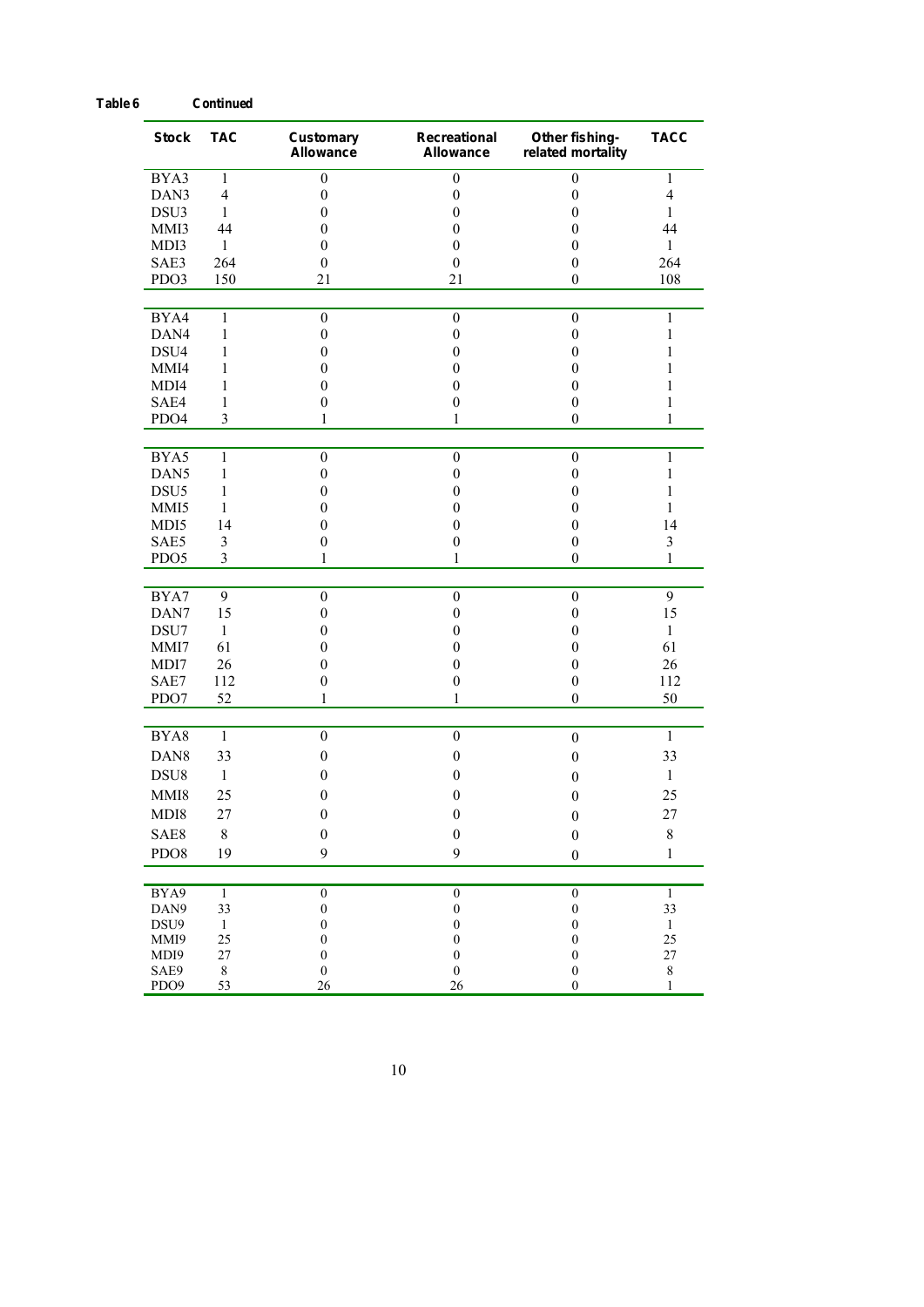**Table 6 Continued**

| Stock | TAC | Customary Allowance | Recreational Allowance | Other fishing-related mortality | TACC |
|---|---|---|---|---|---|
| BYA3 | 1 | 0 | 0 | 0 | 1 |
| DAN3 | 4 | 0 | 0 | 0 | 4 |
| DSU3 | 1 | 0 | 0 | 0 | 1 |
| MMI3 | 44 | 0 | 0 | 0 | 44 |
| MDI3 | 1 | 0 | 0 | 0 | 1 |
| SAE3 | 264 | 0 | 0 | 0 | 264 |
| PDO3 | 150 | 21 | 21 | 0 | 108 |
| BYA4 | 1 | 0 | 0 | 0 | 1 |
| DAN4 | 1 | 0 | 0 | 0 | 1 |
| DSU4 | 1 | 0 | 0 | 0 | 1 |
| MMI4 | 1 | 0 | 0 | 0 | 1 |
| MDI4 | 1 | 0 | 0 | 0 | 1 |
| SAE4 | 1 | 0 | 0 | 0 | 1 |
| PDO4 | 3 | 1 | 1 | 0 | 1 |
| BYA5 | 1 | 0 | 0 | 0 | 1 |
| DAN5 | 1 | 0 | 0 | 0 | 1 |
| DSU5 | 1 | 0 | 0 | 0 | 1 |
| MMI5 | 1 | 0 | 0 | 0 | 1 |
| MDI5 | 14 | 0 | 0 | 0 | 14 |
| SAE5 | 3 | 0 | 0 | 0 | 3 |
| PDO5 | 3 | 1 | 1 | 0 | 1 |
| BYA7 | 9 | 0 | 0 | 0 | 9 |
| DAN7 | 15 | 0 | 0 | 0 | 15 |
| DSU7 | 1 | 0 | 0 | 0 | 1 |
| MMI7 | 61 | 0 | 0 | 0 | 61 |
| MDI7 | 26 | 0 | 0 | 0 | 26 |
| SAE7 | 112 | 0 | 0 | 0 | 112 |
| PDO7 | 52 | 1 | 1 | 0 | 50 |
| BYA8 | 1 | 0 | 0 | 0 | 1 |
| DAN8 | 33 | 0 | 0 | 0 | 33 |
| DSU8 | 1 | 0 | 0 | 0 | 1 |
| MMI8 | 25 | 0 | 0 | 0 | 25 |
| MDI8 | 27 | 0 | 0 | 0 | 27 |
| SAE8 | 8 | 0 | 0 | 0 | 8 |
| PDO8 | 19 | 9 | 9 | 0 | 1 |
| BYA9 | 1 | 0 | 0 | 0 | 1 |
| DAN9 | 33 | 0 | 0 | 0 | 33 |
| DSU9 | 1 | 0 | 0 | 0 | 1 |
| MMI9 | 25 | 0 | 0 | 0 | 25 |
| MDI9 | 27 | 0 | 0 | 0 | 27 |
| SAE9 | 8 | 0 | 0 | 0 | 8 |
| PDO9 | 53 | 26 | 26 | 0 | 1 |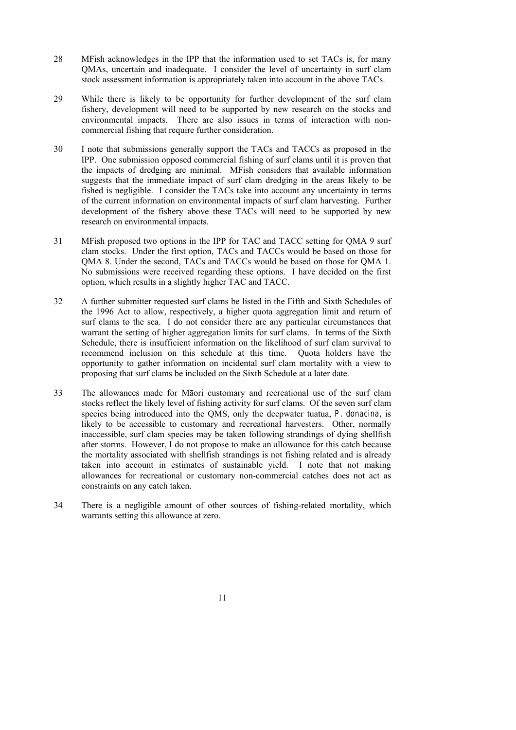28 MFish acknowledges in the IPP that the information used to set TACs is, for many QMAs, uncertain and inadequate. I consider the level of uncertainty in surf clam stock assessment information is appropriately taken into account in the above TACs.

29 While there is likely to be opportunity for further development of the surf clam fishery, development will need to be supported by new research on the stocks and environmental impacts. There are also issues in terms of interaction with non-commercial fishing that require further consideration.

30 I note that submissions generally support the TACs and TACCs as proposed in the IPP. One submission opposed commercial fishing of surf clams until it is proven that the impacts of dredging are minimal. MFish considers that available information suggests that the immediate impact of surf clam dredging in the areas likely to be fished is negligible. I consider the TACs take into account any uncertainty in terms of the current information on environmental impacts of surf clam harvesting. Further development of the fishery above these TACs will need to be supported by new research on environmental impacts.

31 MFish proposed two options in the IPP for TAC and TACC setting for QMA 9 surf clam stocks. Under the first option, TACs and TACCs would be based on those for QMA 8. Under the second, TACs and TACCs would be based on those for QMA 1. No submissions were received regarding these options. I have decided on the first option, which results in a slightly higher TAC and TACC.

32 A further submitter requested surf clams be listed in the Fifth and Sixth Schedules of the 1996 Act to allow, respectively, a higher quota aggregation limit and return of surf clams to the sea. I do not consider there are any particular circumstances that warrant the setting of higher aggregation limits for surf clams. In terms of the Sixth Schedule, there is insufficient information on the likelihood of surf clam survival to recommend inclusion on this schedule at this time. Quota holders have the opportunity to gather information on incidental surf clam mortality with a view to proposing that surf clams be included on the Sixth Schedule at a later date.

33 The allowances made for Māori customary and recreational use of the surf clam stocks reflect the likely level of fishing activity for surf clams. Of the seven surf clam species being introduced into the QMS, only the deepwater tuatua, *P. donacina*, is likely to be accessible to customary and recreational harvesters. Other, normally inaccessible, surf clam species may be taken following strandings of dying shellfish after storms. However, I do not propose to make an allowance for this catch because the mortality associated with shellfish strandings is not fishing related and is already taken into account in estimates of sustainable yield. I note that not making allowances for recreational or customary non-commercial catches does not act as constraints on any catch taken.

34 There is a negligible amount of other sources of fishing-related mortality, which warrants setting this allowance at zero.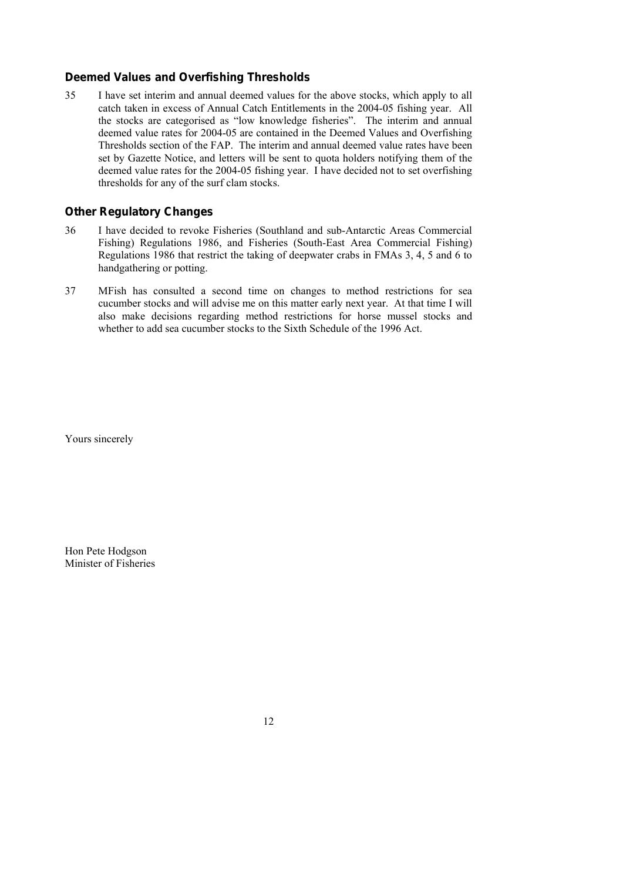## Deemed Values and Overfishing Thresholds

35 I have set interim and annual deemed values for the above stocks, which apply to all catch taken in excess of Annual Catch Entitlements in the 2004-05 fishing year. All the stocks are categorised as "low knowledge fisheries". The interim and annual deemed value rates for 2004-05 are contained in the Deemed Values and Overfishing Thresholds section of the FAP. The interim and annual deemed value rates have been set by Gazette Notice, and letters will be sent to quota holders notifying them of the deemed value rates for the 2004-05 fishing year. I have decided not to set overfishing thresholds for any of the surf clam stocks.

## Other Regulatory Changes

36 I have decided to revoke Fisheries (Southland and sub-Antarctic Areas Commercial Fishing) Regulations 1986, and Fisheries (South-East Area Commercial Fishing) Regulations 1986 that restrict the taking of deepwater crabs in FMAs 3, 4, 5 and 6 to handgathering or potting.

37 MFish has consulted a second time on changes to method restrictions for sea cucumber stocks and will advise me on this matter early next year. At that time I will also make decisions regarding method restrictions for horse mussel stocks and whether to add sea cucumber stocks to the Sixth Schedule of the 1996 Act.

Yours sincerely

Hon Pete Hodgson
Minister of Fisheries